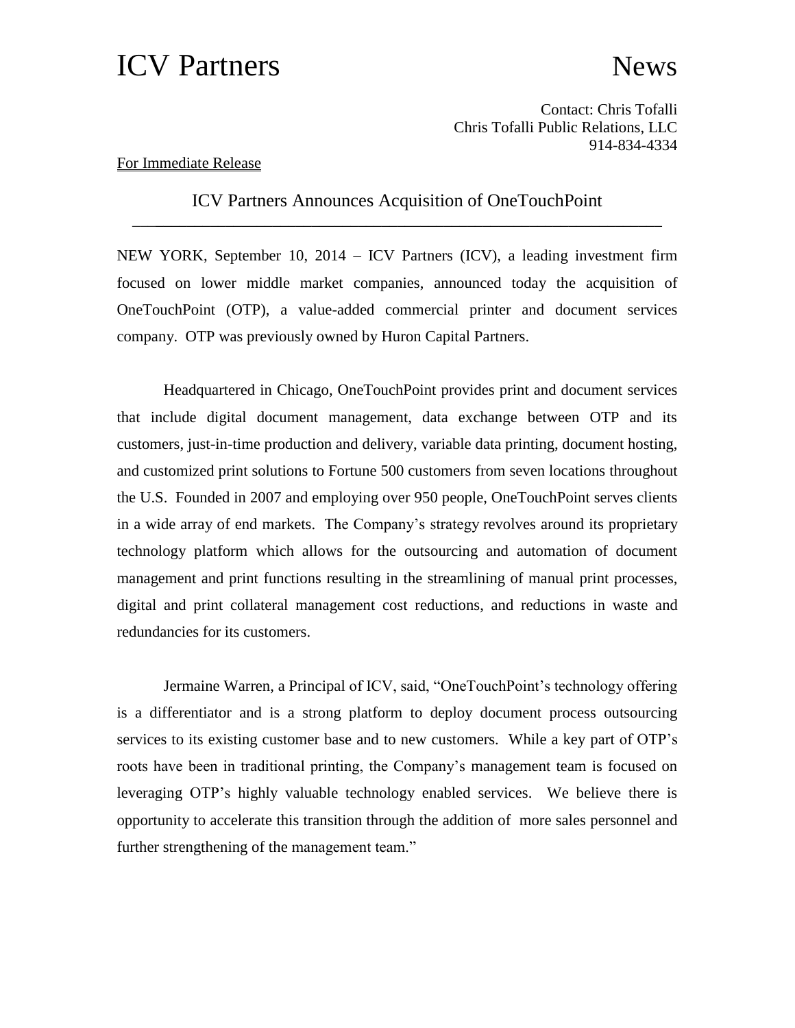# ICV Partners News

Contact: Chris Tofalli
Chris Tofalli Public Relations, LLC
914-834-4334

For Immediate Release

## ICV Partners Announces Acquisition of OneTouchPoint

NEW YORK, September 10, 2014 – ICV Partners (ICV), a leading investment firm focused on lower middle market companies, announced today the acquisition of OneTouchPoint (OTP), a value-added commercial printer and document services company. OTP was previously owned by Huron Capital Partners.

Headquartered in Chicago, OneTouchPoint provides print and document services that include digital document management, data exchange between OTP and its customers, just-in-time production and delivery, variable data printing, document hosting, and customized print solutions to Fortune 500 customers from seven locations throughout the U.S. Founded in 2007 and employing over 950 people, OneTouchPoint serves clients in a wide array of end markets. The Company's strategy revolves around its proprietary technology platform which allows for the outsourcing and automation of document management and print functions resulting in the streamlining of manual print processes, digital and print collateral management cost reductions, and reductions in waste and redundancies for its customers.

Jermaine Warren, a Principal of ICV, said, "OneTouchPoint's technology offering is a differentiator and is a strong platform to deploy document process outsourcing services to its existing customer base and to new customers. While a key part of OTP's roots have been in traditional printing, the Company's management team is focused on leveraging OTP's highly valuable technology enabled services. We believe there is opportunity to accelerate this transition through the addition of more sales personnel and further strengthening of the management team."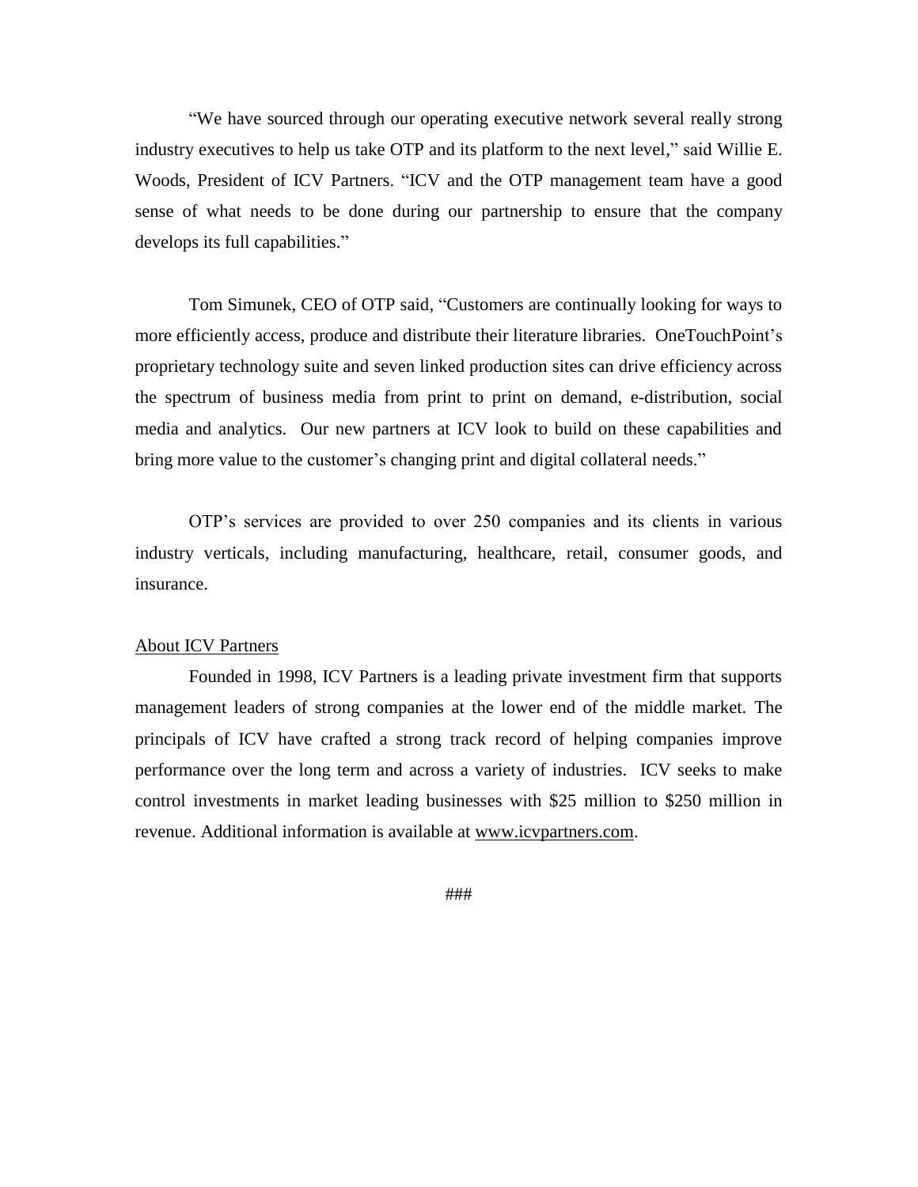"We have sourced through our operating executive network several really strong industry executives to help us take OTP and its platform to the next level," said Willie E. Woods, President of ICV Partners. "ICV and the OTP management team have a good sense of what needs to be done during our partnership to ensure that the company develops its full capabilities."

Tom Simunek, CEO of OTP said, "Customers are continually looking for ways to more efficiently access, produce and distribute their literature libraries. OneTouchPoint's proprietary technology suite and seven linked production sites can drive efficiency across the spectrum of business media from print to print on demand, e-distribution, social media and analytics. Our new partners at ICV look to build on these capabilities and bring more value to the customer's changing print and digital collateral needs."

OTP's services are provided to over 250 companies and its clients in various industry verticals, including manufacturing, healthcare, retail, consumer goods, and insurance.

About ICV Partners

Founded in 1998, ICV Partners is a leading private investment firm that supports management leaders of strong companies at the lower end of the middle market. The principals of ICV have crafted a strong track record of helping companies improve performance over the long term and across a variety of industries. ICV seeks to make control investments in market leading businesses with $25 million to $250 million in revenue. Additional information is available at www.icvpartners.com.

###